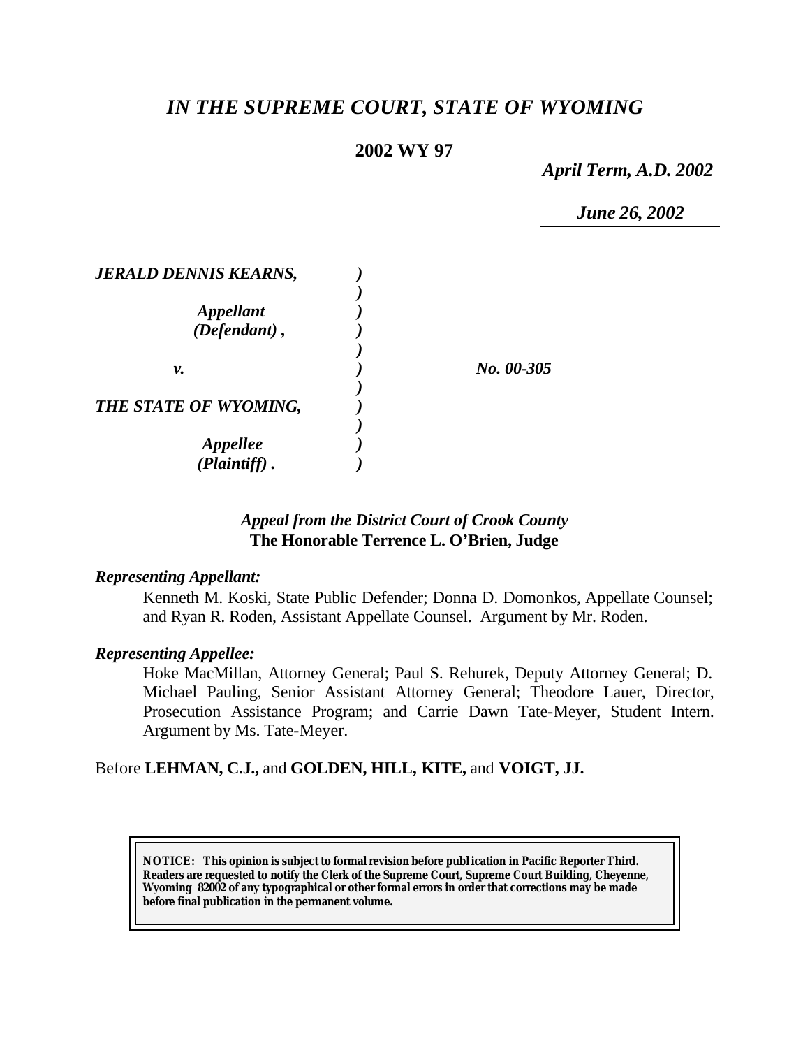# *IN THE SUPREME COURT, STATE OF WYOMING*

**2002 WY 97**

*April Term, A.D. 2002*

*June 26, 2002*

| | | |
|---|---|---|
| ***JERALD DENNIS KEARNS,*** | | |
| ***Appellant (Defendant),*** | | |
| ***v.*** | | ***No. 00-305*** |
| ***THE STATE OF WYOMING,*** | | |
| ***Appellee (Plaintiff).*** | | |

*Appeal from the District Court of Crook County*
**The Honorable Terrence L. O'Brien, Judge**

***Representing Appellant:***

Kenneth M. Koski, State Public Defender; Donna D. Domonkos, Appellate Counsel; and Ryan R. Roden, Assistant Appellate Counsel. Argument by Mr. Roden.

***Representing Appellee:***

Hoke MacMillan, Attorney General; Paul S. Rehurek, Deputy Attorney General; D. Michael Pauling, Senior Assistant Attorney General; Theodore Lauer, Director, Prosecution Assistance Program; and Carrie Dawn Tate-Meyer, Student Intern. Argument by Ms. Tate-Meyer.

Before **LEHMAN, C.J.,** and **GOLDEN, HILL, KITE,** and **VOIGT, JJ.**

**NOTICE: This opinion is subject to formal revision before publication in Pacific Reporter Third. Readers are requested to notify the Clerk of the Supreme Court, Supreme Court Building, Cheyenne, Wyoming 82002 of any typographical or other formal errors in order that corrections may be made before final publication in the permanent volume.**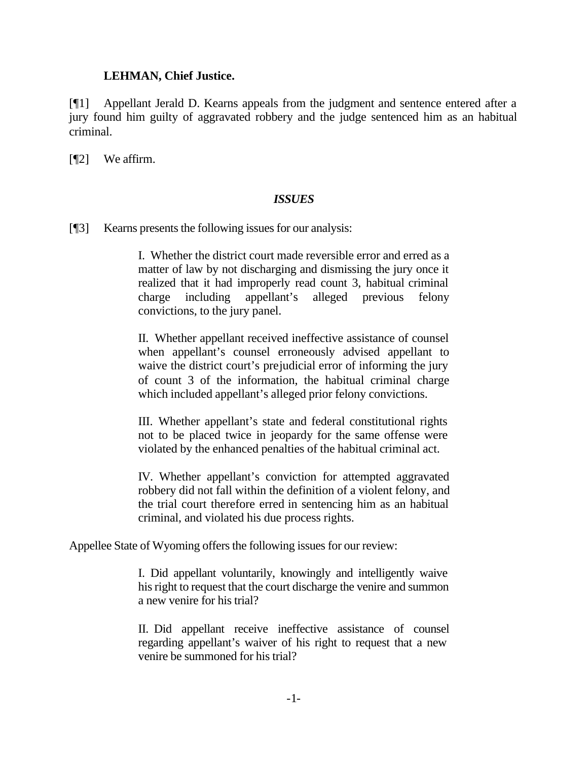**LEHMAN, Chief Justice.**

[¶1] Appellant Jerald D. Kearns appeals from the judgment and sentence entered after a jury found him guilty of aggravated robbery and the judge sentenced him as an habitual criminal.

[¶2] We affirm.

### *ISSUES*

[¶3] Kearns presents the following issues for our analysis:

> I. Whether the district court made reversible error and erred as a matter of law by not discharging and dismissing the jury once it realized that it had improperly read count 3, habitual criminal charge including appellant's alleged previous felony convictions, to the jury panel.
>
> II. Whether appellant received ineffective assistance of counsel when appellant's counsel erroneously advised appellant to waive the district court's prejudicial error of informing the jury of count 3 of the information, the habitual criminal charge which included appellant's alleged prior felony convictions.
>
> III. Whether appellant's state and federal constitutional rights not to be placed twice in jeopardy for the same offense were violated by the enhanced penalties of the habitual criminal act.
>
> IV. Whether appellant's conviction for attempted aggravated robbery did not fall within the definition of a violent felony, and the trial court therefore erred in sentencing him as an habitual criminal, and violated his due process rights.

Appellee State of Wyoming offers the following issues for our review:

> I. Did appellant voluntarily, knowingly and intelligently waive his right to request that the court discharge the venire and summon a new venire for his trial?
>
> II. Did appellant receive ineffective assistance of counsel regarding appellant's waiver of his right to request that a new venire be summoned for his trial?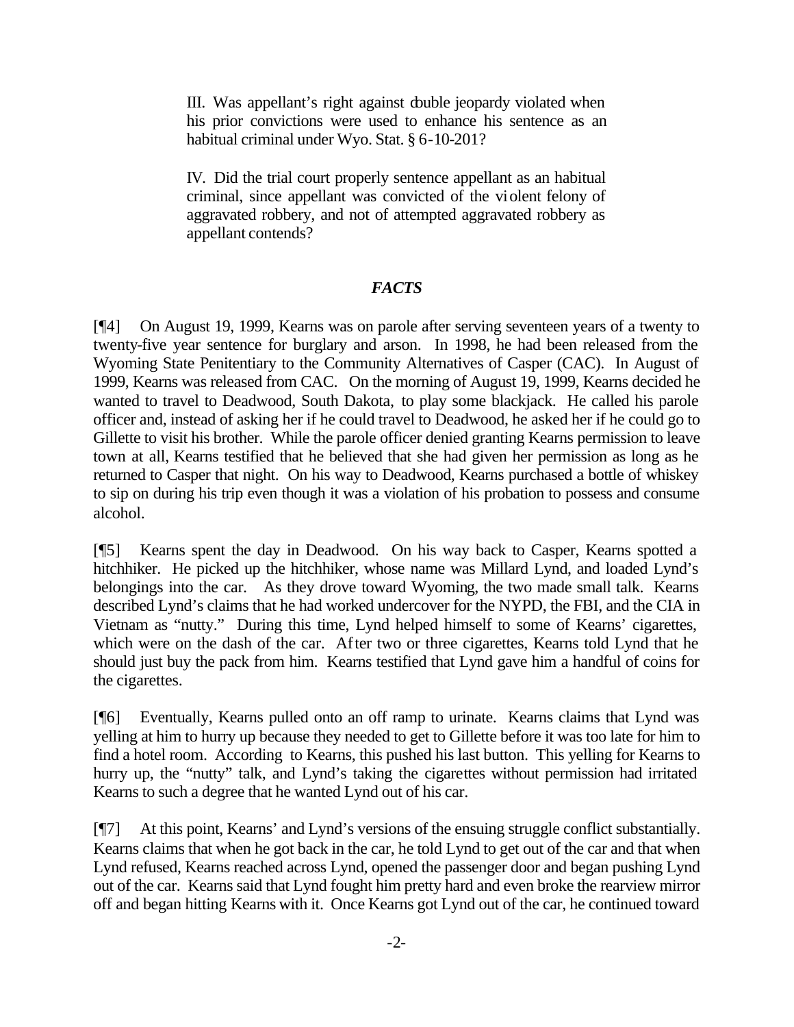III. Was appellant's right against double jeopardy violated when his prior convictions were used to enhance his sentence as an habitual criminal under Wyo. Stat. § 6-10-201?

IV. Did the trial court properly sentence appellant as an habitual criminal, since appellant was convicted of the violent felony of aggravated robbery, and not of attempted aggravated robbery as appellant contends?

## *FACTS*

[¶4] On August 19, 1999, Kearns was on parole after serving seventeen years of a twenty to twenty-five year sentence for burglary and arson. In 1998, he had been released from the Wyoming State Penitentiary to the Community Alternatives of Casper (CAC). In August of 1999, Kearns was released from CAC. On the morning of August 19, 1999, Kearns decided he wanted to travel to Deadwood, South Dakota, to play some blackjack. He called his parole officer and, instead of asking her if he could travel to Deadwood, he asked her if he could go to Gillette to visit his brother. While the parole officer denied granting Kearns permission to leave town at all, Kearns testified that he believed that she had given her permission as long as he returned to Casper that night. On his way to Deadwood, Kearns purchased a bottle of whiskey to sip on during his trip even though it was a violation of his probation to possess and consume alcohol.

[¶5] Kearns spent the day in Deadwood. On his way back to Casper, Kearns spotted a hitchhiker. He picked up the hitchhiker, whose name was Millard Lynd, and loaded Lynd's belongings into the car. As they drove toward Wyoming, the two made small talk. Kearns described Lynd's claims that he had worked undercover for the NYPD, the FBI, and the CIA in Vietnam as "nutty." During this time, Lynd helped himself to some of Kearns' cigarettes, which were on the dash of the car. After two or three cigarettes, Kearns told Lynd that he should just buy the pack from him. Kearns testified that Lynd gave him a handful of coins for the cigarettes.

[¶6] Eventually, Kearns pulled onto an off ramp to urinate. Kearns claims that Lynd was yelling at him to hurry up because they needed to get to Gillette before it was too late for him to find a hotel room. According to Kearns, this pushed his last button. This yelling for Kearns to hurry up, the "nutty" talk, and Lynd's taking the cigarettes without permission had irritated Kearns to such a degree that he wanted Lynd out of his car.

[¶7] At this point, Kearns' and Lynd's versions of the ensuing struggle conflict substantially. Kearns claims that when he got back in the car, he told Lynd to get out of the car and that when Lynd refused, Kearns reached across Lynd, opened the passenger door and began pushing Lynd out of the car. Kearns said that Lynd fought him pretty hard and even broke the rearview mirror off and began hitting Kearns with it. Once Kearns got Lynd out of the car, he continued toward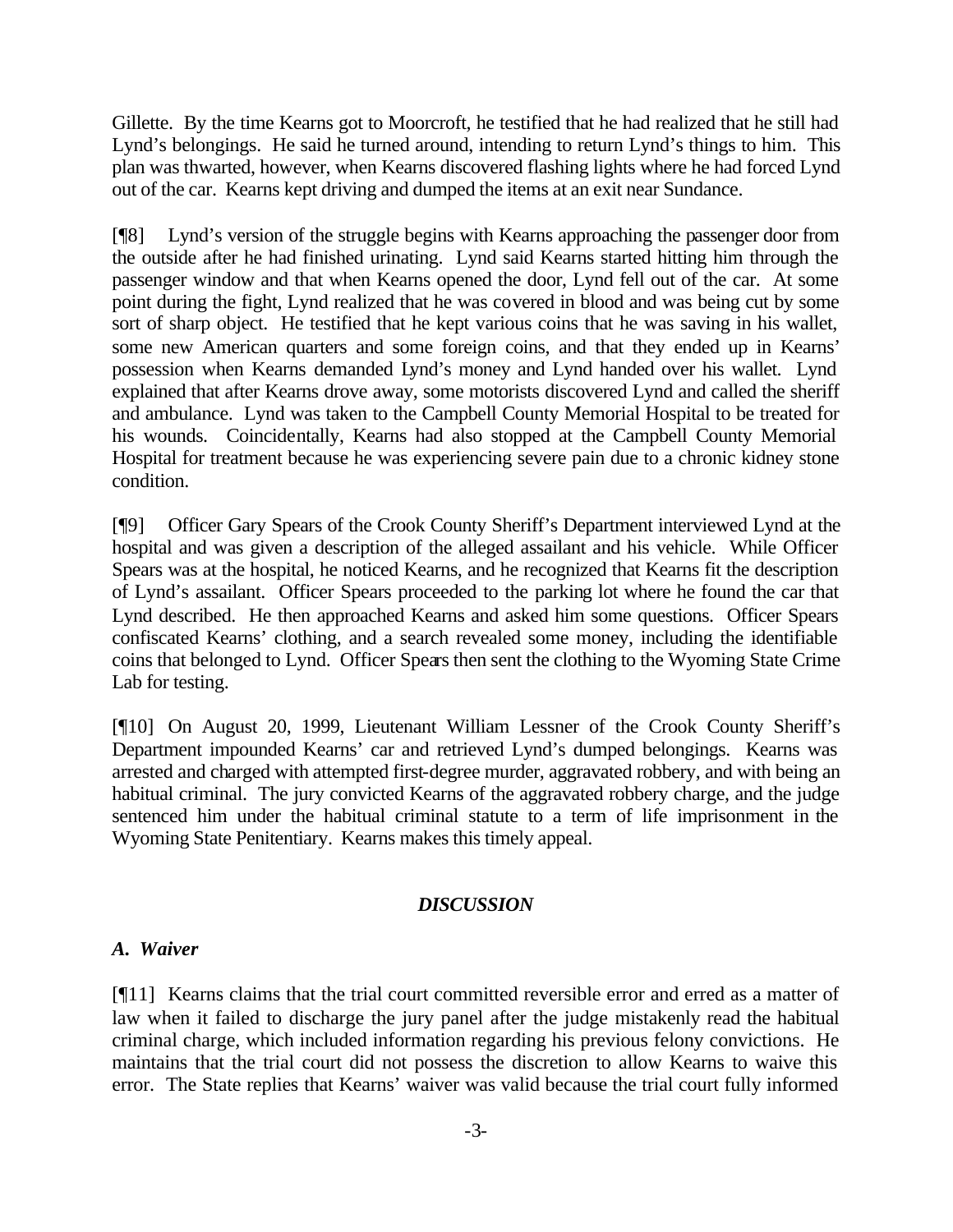Gillette. By the time Kearns got to Moorcroft, he testified that he had realized that he still had Lynd's belongings. He said he turned around, intending to return Lynd's things to him. This plan was thwarted, however, when Kearns discovered flashing lights where he had forced Lynd out of the car. Kearns kept driving and dumped the items at an exit near Sundance.

[¶8] Lynd's version of the struggle begins with Kearns approaching the passenger door from the outside after he had finished urinating. Lynd said Kearns started hitting him through the passenger window and that when Kearns opened the door, Lynd fell out of the car. At some point during the fight, Lynd realized that he was covered in blood and was being cut by some sort of sharp object. He testified that he kept various coins that he was saving in his wallet, some new American quarters and some foreign coins, and that they ended up in Kearns' possession when Kearns demanded Lynd's money and Lynd handed over his wallet. Lynd explained that after Kearns drove away, some motorists discovered Lynd and called the sheriff and ambulance. Lynd was taken to the Campbell County Memorial Hospital to be treated for his wounds. Coincidentally, Kearns had also stopped at the Campbell County Memorial Hospital for treatment because he was experiencing severe pain due to a chronic kidney stone condition.

[¶9] Officer Gary Spears of the Crook County Sheriff's Department interviewed Lynd at the hospital and was given a description of the alleged assailant and his vehicle. While Officer Spears was at the hospital, he noticed Kearns, and he recognized that Kearns fit the description of Lynd's assailant. Officer Spears proceeded to the parking lot where he found the car that Lynd described. He then approached Kearns and asked him some questions. Officer Spears confiscated Kearns' clothing, and a search revealed some money, including the identifiable coins that belonged to Lynd. Officer Spears then sent the clothing to the Wyoming State Crime Lab for testing.

[¶10] On August 20, 1999, Lieutenant William Lessner of the Crook County Sheriff's Department impounded Kearns' car and retrieved Lynd's dumped belongings. Kearns was arrested and charged with attempted first-degree murder, aggravated robbery, and with being an habitual criminal. The jury convicted Kearns of the aggravated robbery charge, and the judge sentenced him under the habitual criminal statute to a term of life imprisonment in the Wyoming State Penitentiary. Kearns makes this timely appeal.

## *DISCUSSION*

### *A. Waiver*

[¶11] Kearns claims that the trial court committed reversible error and erred as a matter of law when it failed to discharge the jury panel after the judge mistakenly read the habitual criminal charge, which included information regarding his previous felony convictions. He maintains that the trial court did not possess the discretion to allow Kearns to waive this error. The State replies that Kearns' waiver was valid because the trial court fully informed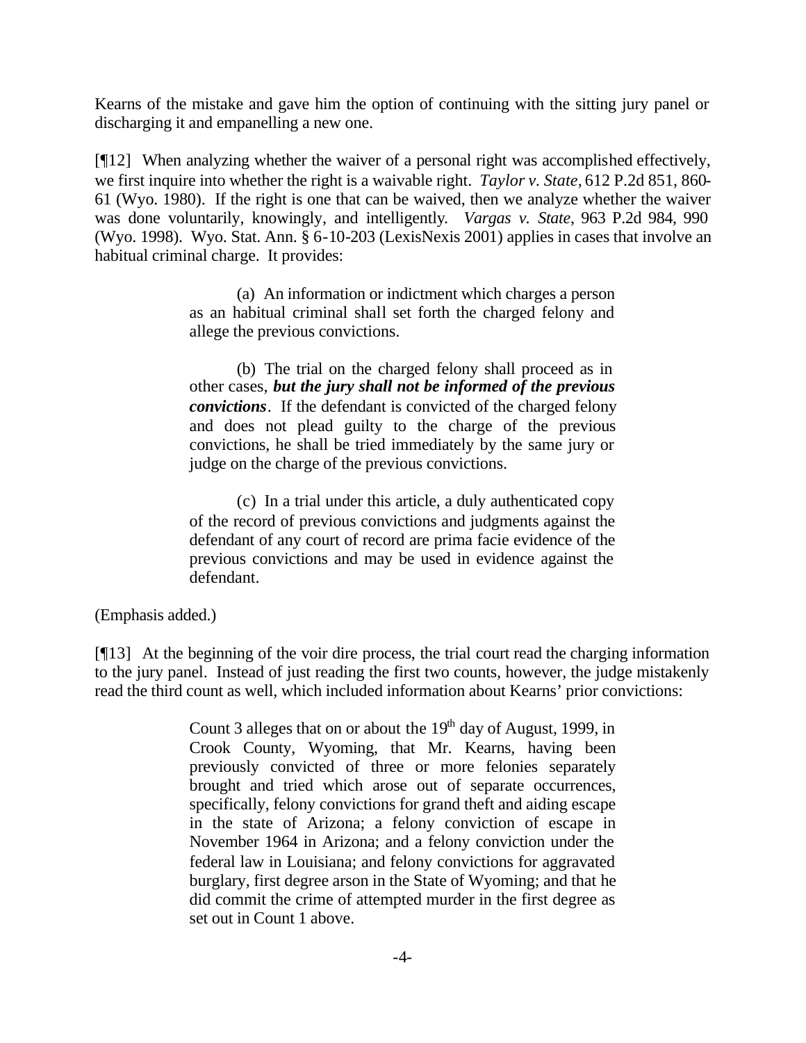Kearns of the mistake and gave him the option of continuing with the sitting jury panel or discharging it and empanelling a new one.

[¶12] When analyzing whether the waiver of a personal right was accomplished effectively, we first inquire into whether the right is a waivable right. *Taylor v. State,* 612 P.2d 851, 860-61 (Wyo. 1980). If the right is one that can be waived, then we analyze whether the waiver was done voluntarily, knowingly, and intelligently. *Vargas v. State*, 963 P.2d 984, 990 (Wyo. 1998). Wyo. Stat. Ann. § 6-10-203 (LexisNexis 2001) applies in cases that involve an habitual criminal charge. It provides:

> (a) An information or indictment which charges a person as an habitual criminal shall set forth the charged felony and allege the previous convictions.
>
> (b) The trial on the charged felony shall proceed as in other cases, ***but the jury shall not be informed of the previous convictions***. If the defendant is convicted of the charged felony and does not plead guilty to the charge of the previous convictions, he shall be tried immediately by the same jury or judge on the charge of the previous convictions.
>
> (c) In a trial under this article, a duly authenticated copy of the record of previous convictions and judgments against the defendant of any court of record are prima facie evidence of the previous convictions and may be used in evidence against the defendant.

(Emphasis added.)

[¶13] At the beginning of the voir dire process, the trial court read the charging information to the jury panel. Instead of just reading the first two counts, however, the judge mistakenly read the third count as well, which included information about Kearns' prior convictions:

> Count 3 alleges that on or about the 19th day of August, 1999, in Crook County, Wyoming, that Mr. Kearns, having been previously convicted of three or more felonies separately brought and tried which arose out of separate occurrences, specifically, felony convictions for grand theft and aiding escape in the state of Arizona; a felony conviction of escape in November 1964 in Arizona; and a felony conviction under the federal law in Louisiana; and felony convictions for aggravated burglary, first degree arson in the State of Wyoming; and that he did commit the crime of attempted murder in the first degree as set out in Count 1 above.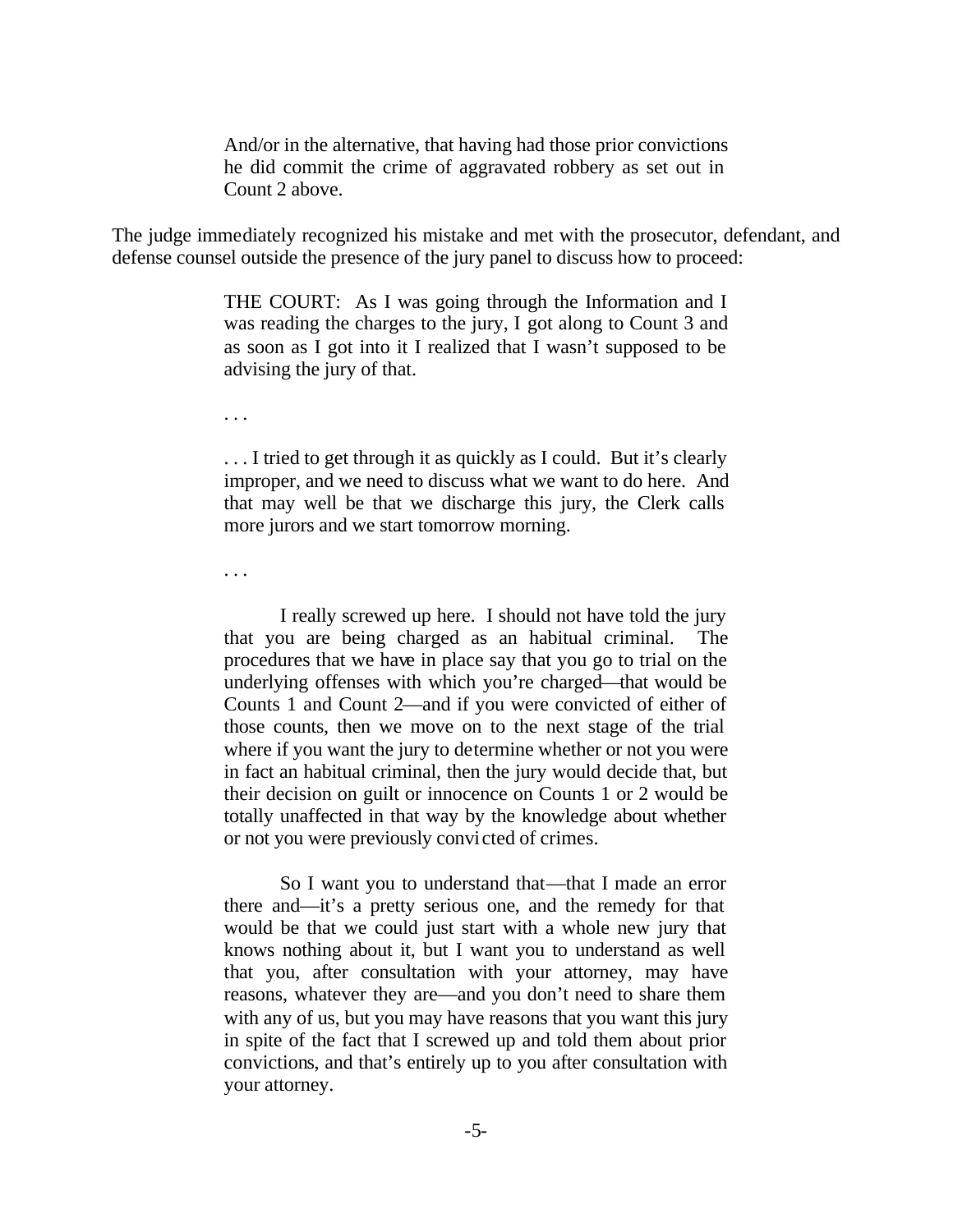> And/or in the alternative, that having had those prior convictions he did commit the crime of aggravated robbery as set out in Count 2 above.

The judge immediately recognized his mistake and met with the prosecutor, defendant, and defense counsel outside the presence of the jury panel to discuss how to proceed:

> THE COURT: As I was going through the Information and I was reading the charges to the jury, I got along to Count 3 and as soon as I got into it I realized that I wasn't supposed to be advising the jury of that.
>
> . . .
>
> . . . I tried to get through it as quickly as I could. But it's clearly improper, and we need to discuss what we want to do here. And that may well be that we discharge this jury, the Clerk calls more jurors and we start tomorrow morning.
>
> . . .
>
> I really screwed up here. I should not have told the jury that you are being charged as an habitual criminal. The procedures that we have in place say that you go to trial on the underlying offenses with which you're charged—that would be Counts 1 and Count 2—and if you were convicted of either of those counts, then we move on to the next stage of the trial where if you want the jury to determine whether or not you were in fact an habitual criminal, then the jury would decide that, but their decision on guilt or innocence on Counts 1 or 2 would be totally unaffected in that way by the knowledge about whether or not you were previously convicted of crimes.
>
> So I want you to understand that—that I made an error there and—it's a pretty serious one, and the remedy for that would be that we could just start with a whole new jury that knows nothing about it, but I want you to understand as well that you, after consultation with your attorney, may have reasons, whatever they are—and you don't need to share them with any of us, but you may have reasons that you want this jury in spite of the fact that I screwed up and told them about prior convictions, and that's entirely up to you after consultation with your attorney.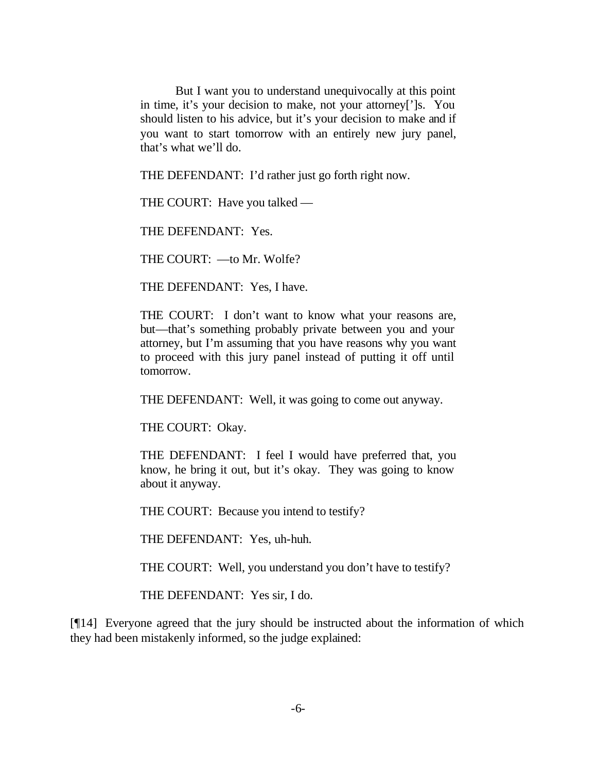> But I want you to understand unequivocally at this point in time, it's your decision to make, not your attorney[']s. You should listen to his advice, but it's your decision to make and if you want to start tomorrow with an entirely new jury panel, that's what we'll do.
>
> THE DEFENDANT: I'd rather just go forth right now.
>
> THE COURT: Have you talked —
>
> THE DEFENDANT: Yes.
>
> THE COURT: —to Mr. Wolfe?
>
> THE DEFENDANT: Yes, I have.
>
> THE COURT: I don't want to know what your reasons are, but—that's something probably private between you and your attorney, but I'm assuming that you have reasons why you want to proceed with this jury panel instead of putting it off until tomorrow.
>
> THE DEFENDANT: Well, it was going to come out anyway.
>
> THE COURT: Okay.
>
> THE DEFENDANT: I feel I would have preferred that, you know, he bring it out, but it's okay. They was going to know about it anyway.
>
> THE COURT: Because you intend to testify?
>
> THE DEFENDANT: Yes, uh-huh.
>
> THE COURT: Well, you understand you don't have to testify?
>
> THE DEFENDANT: Yes sir, I do.

[¶14] Everyone agreed that the jury should be instructed about the information of which they had been mistakenly informed, so the judge explained: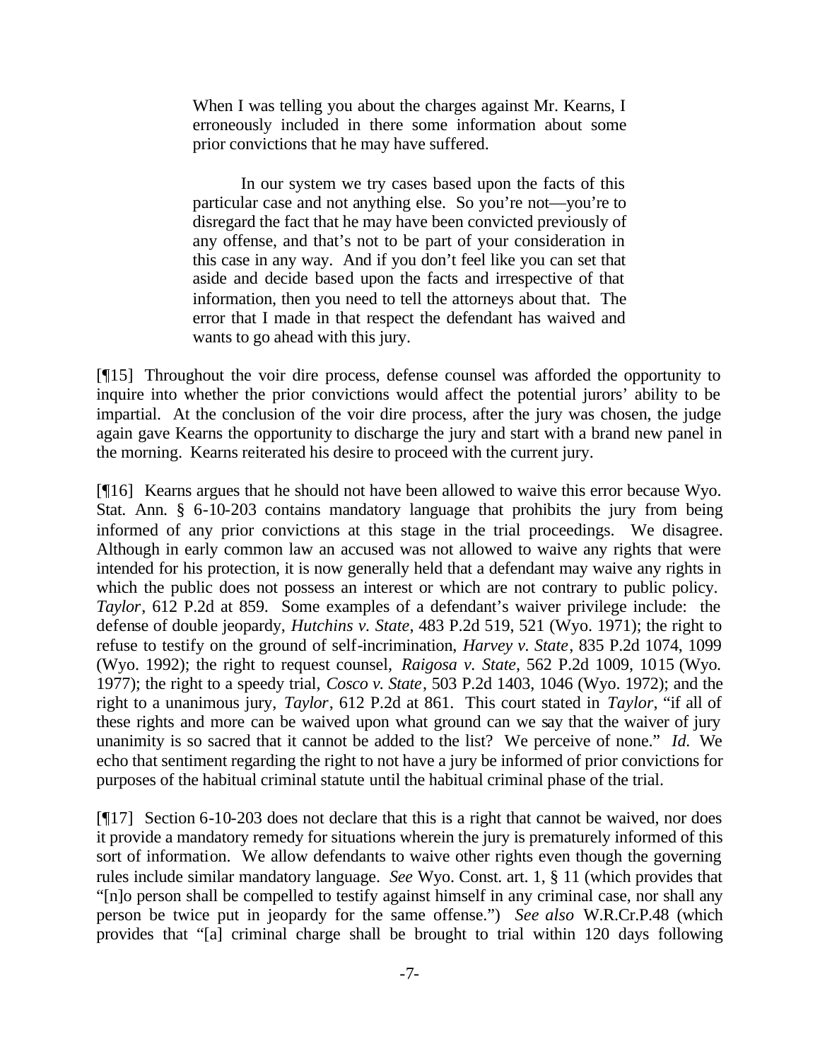> When I was telling you about the charges against Mr. Kearns, I erroneously included in there some information about some prior convictions that he may have suffered.
>
> In our system we try cases based upon the facts of this particular case and not anything else. So you're not—you're to disregard the fact that he may have been convicted previously of any offense, and that's not to be part of your consideration in this case in any way. And if you don't feel like you can set that aside and decide based upon the facts and irrespective of that information, then you need to tell the attorneys about that. The error that I made in that respect the defendant has waived and wants to go ahead with this jury.

[¶15] Throughout the voir dire process, defense counsel was afforded the opportunity to inquire into whether the prior convictions would affect the potential jurors' ability to be impartial. At the conclusion of the voir dire process, after the jury was chosen, the judge again gave Kearns the opportunity to discharge the jury and start with a brand new panel in the morning. Kearns reiterated his desire to proceed with the current jury.

[¶16] Kearns argues that he should not have been allowed to waive this error because Wyo. Stat. Ann. § 6-10-203 contains mandatory language that prohibits the jury from being informed of any prior convictions at this stage in the trial proceedings. We disagree. Although in early common law an accused was not allowed to waive any rights that were intended for his protection, it is now generally held that a defendant may waive any rights in which the public does not possess an interest or which are not contrary to public policy. *Taylor*, 612 P.2d at 859. Some examples of a defendant's waiver privilege include: the defense of double jeopardy, *Hutchins v. State*, 483 P.2d 519, 521 (Wyo. 1971); the right to refuse to testify on the ground of self-incrimination, *Harvey v. State*, 835 P.2d 1074, 1099 (Wyo. 1992); the right to request counsel, *Raigosa v. State*, 562 P.2d 1009, 1015 (Wyo. 1977); the right to a speedy trial, *Cosco v. State*, 503 P.2d 1403, 1046 (Wyo. 1972); and the right to a unanimous jury, *Taylor*, 612 P.2d at 861. This court stated in *Taylor*, "if all of these rights and more can be waived upon what ground can we say that the waiver of jury unanimity is so sacred that it cannot be added to the list? We perceive of none." *Id.* We echo that sentiment regarding the right to not have a jury be informed of prior convictions for purposes of the habitual criminal statute until the habitual criminal phase of the trial.

[¶17] Section 6-10-203 does not declare that this is a right that cannot be waived, nor does it provide a mandatory remedy for situations wherein the jury is prematurely informed of this sort of information. We allow defendants to waive other rights even though the governing rules include similar mandatory language. *See* Wyo. Const. art. 1, § 11 (which provides that "[n]o person shall be compelled to testify against himself in any criminal case, nor shall any person be twice put in jeopardy for the same offense.") *See also* W.R.Cr.P.48 (which provides that "[a] criminal charge shall be brought to trial within 120 days following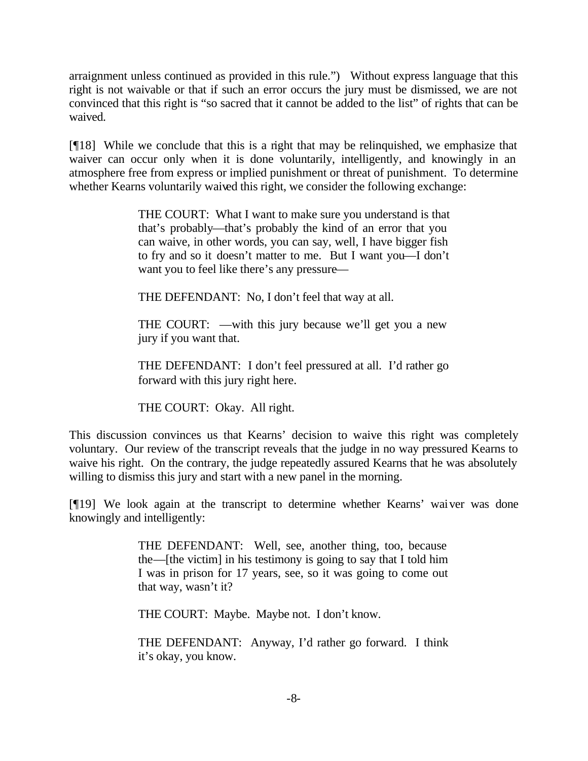arraignment unless continued as provided in this rule.") Without express language that this right is not waivable or that if such an error occurs the jury must be dismissed, we are not convinced that this right is "so sacred that it cannot be added to the list" of rights that can be waived.

[¶18] While we conclude that this is a right that may be relinquished, we emphasize that waiver can occur only when it is done voluntarily, intelligently, and knowingly in an atmosphere free from express or implied punishment or threat of punishment. To determine whether Kearns voluntarily waived this right, we consider the following exchange:

> THE COURT: What I want to make sure you understand is that that's probably—that's probably the kind of an error that you can waive, in other words, you can say, well, I have bigger fish to fry and so it doesn't matter to me. But I want you—I don't want you to feel like there's any pressure—
>
> THE DEFENDANT: No, I don't feel that way at all.
>
> THE COURT: —with this jury because we'll get you a new jury if you want that.
>
> THE DEFENDANT: I don't feel pressured at all. I'd rather go forward with this jury right here.
>
> THE COURT: Okay. All right.

This discussion convinces us that Kearns' decision to waive this right was completely voluntary. Our review of the transcript reveals that the judge in no way pressured Kearns to waive his right. On the contrary, the judge repeatedly assured Kearns that he was absolutely willing to dismiss this jury and start with a new panel in the morning.

[¶19] We look again at the transcript to determine whether Kearns' waiver was done knowingly and intelligently:

> THE DEFENDANT: Well, see, another thing, too, because the—[the victim] in his testimony is going to say that I told him I was in prison for 17 years, see, so it was going to come out that way, wasn't it?
>
> THE COURT: Maybe. Maybe not. I don't know.
>
> THE DEFENDANT: Anyway, I'd rather go forward. I think it's okay, you know.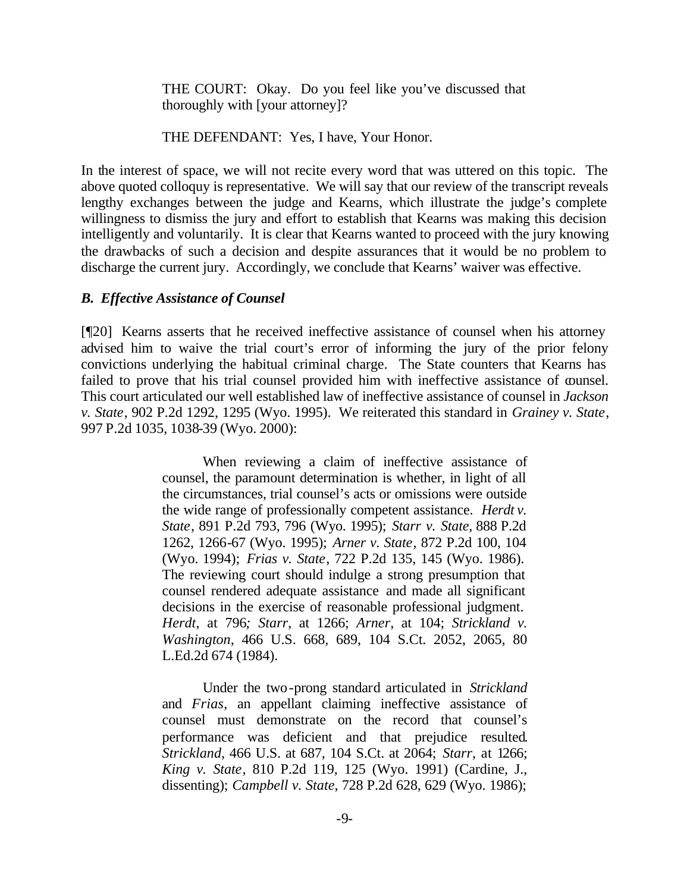> THE COURT: Okay. Do you feel like you've discussed that thoroughly with [your attorney]?
>
> THE DEFENDANT: Yes, I have, Your Honor.

In the interest of space, we will not recite every word that was uttered on this topic. The above quoted colloquy is representative. We will say that our review of the transcript reveals lengthy exchanges between the judge and Kearns, which illustrate the judge's complete willingness to dismiss the jury and effort to establish that Kearns was making this decision intelligently and voluntarily. It is clear that Kearns wanted to proceed with the jury knowing the drawbacks of such a decision and despite assurances that it would be no problem to discharge the current jury. Accordingly, we conclude that Kearns' waiver was effective.

### *B. Effective Assistance of Counsel*

[¶20] Kearns asserts that he received ineffective assistance of counsel when his attorney advised him to waive the trial court's error of informing the jury of the prior felony convictions underlying the habitual criminal charge. The State counters that Kearns has failed to prove that his trial counsel provided him with ineffective assistance of counsel. This court articulated our well established law of ineffective assistance of counsel in *Jackson v. State*, 902 P.2d 1292, 1295 (Wyo. 1995). We reiterated this standard in *Grainey v. State*, 997 P.2d 1035, 1038-39 (Wyo. 2000):

> When reviewing a claim of ineffective assistance of counsel, the paramount determination is whether, in light of all the circumstances, trial counsel's acts or omissions were outside the wide range of professionally competent assistance. *Herdt v. State*, 891 P.2d 793, 796 (Wyo. 1995); *Starr v. State*, 888 P.2d 1262, 1266-67 (Wyo. 1995); *Arner v. State*, 872 P.2d 100, 104 (Wyo. 1994); *Frias v. State*, 722 P.2d 135, 145 (Wyo. 1986). The reviewing court should indulge a strong presumption that counsel rendered adequate assistance and made all significant decisions in the exercise of reasonable professional judgment. *Herdt*, at 796*; Starr*, at 1266; *Arner*, at 104; *Strickland v. Washington*, 466 U.S. 668, 689, 104 S.Ct. 2052, 2065, 80 L.Ed.2d 674 (1984).
>
> Under the two-prong standard articulated in *Strickland* and *Frias*, an appellant claiming ineffective assistance of counsel must demonstrate on the record that counsel's performance was deficient and that prejudice resulted. *Strickland*, 466 U.S. at 687, 104 S.Ct. at 2064; *Starr*, at 1266; *King v. State*, 810 P.2d 119, 125 (Wyo. 1991) (Cardine, J., dissenting); *Campbell v. State*, 728 P.2d 628, 629 (Wyo. 1986);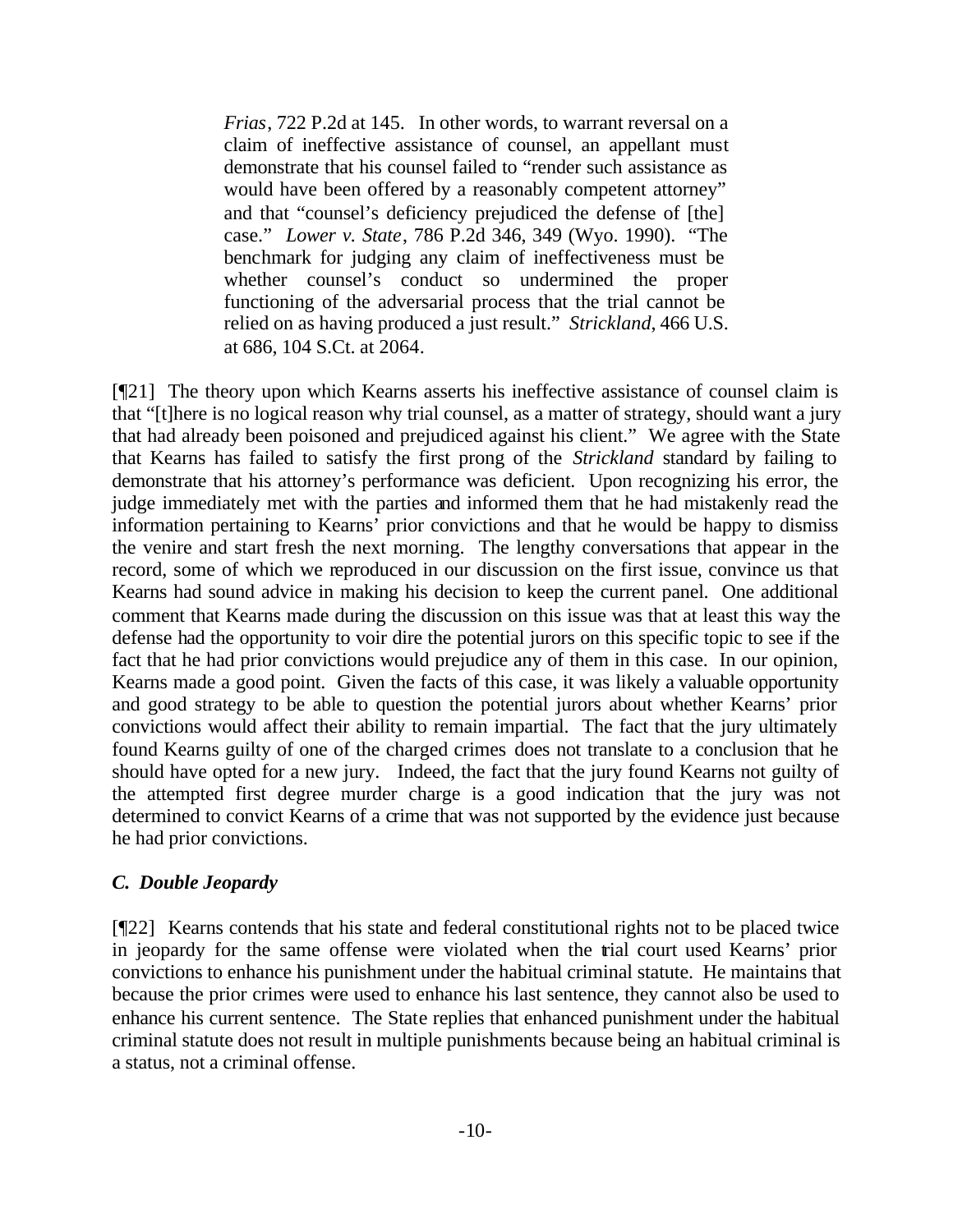> *Frias*, 722 P.2d at 145. In other words, to warrant reversal on a claim of ineffective assistance of counsel, an appellant must demonstrate that his counsel failed to "render such assistance as would have been offered by a reasonably competent attorney" and that "counsel's deficiency prejudiced the defense of [the] case." *Lower v. State*, 786 P.2d 346, 349 (Wyo. 1990). "The benchmark for judging any claim of ineffectiveness must be whether counsel's conduct so undermined the proper functioning of the adversarial process that the trial cannot be relied on as having produced a just result." *Strickland*, 466 U.S. at 686, 104 S.Ct. at 2064.

[¶21] The theory upon which Kearns asserts his ineffective assistance of counsel claim is that "[t]here is no logical reason why trial counsel, as a matter of strategy, should want a jury that had already been poisoned and prejudiced against his client." We agree with the State that Kearns has failed to satisfy the first prong of the *Strickland* standard by failing to demonstrate that his attorney's performance was deficient. Upon recognizing his error, the judge immediately met with the parties and informed them that he had mistakenly read the information pertaining to Kearns' prior convictions and that he would be happy to dismiss the venire and start fresh the next morning. The lengthy conversations that appear in the record, some of which we reproduced in our discussion on the first issue, convince us that Kearns had sound advice in making his decision to keep the current panel. One additional comment that Kearns made during the discussion on this issue was that at least this way the defense had the opportunity to voir dire the potential jurors on this specific topic to see if the fact that he had prior convictions would prejudice any of them in this case. In our opinion, Kearns made a good point. Given the facts of this case, it was likely a valuable opportunity and good strategy to be able to question the potential jurors about whether Kearns' prior convictions would affect their ability to remain impartial. The fact that the jury ultimately found Kearns guilty of one of the charged crimes does not translate to a conclusion that he should have opted for a new jury. Indeed, the fact that the jury found Kearns not guilty of the attempted first degree murder charge is a good indication that the jury was not determined to convict Kearns of a crime that was not supported by the evidence just because he had prior convictions.

### *C. Double Jeopardy*

[¶22] Kearns contends that his state and federal constitutional rights not to be placed twice in jeopardy for the same offense were violated when the trial court used Kearns' prior convictions to enhance his punishment under the habitual criminal statute. He maintains that because the prior crimes were used to enhance his last sentence, they cannot also be used to enhance his current sentence. The State replies that enhanced punishment under the habitual criminal statute does not result in multiple punishments because being an habitual criminal is a status, not a criminal offense.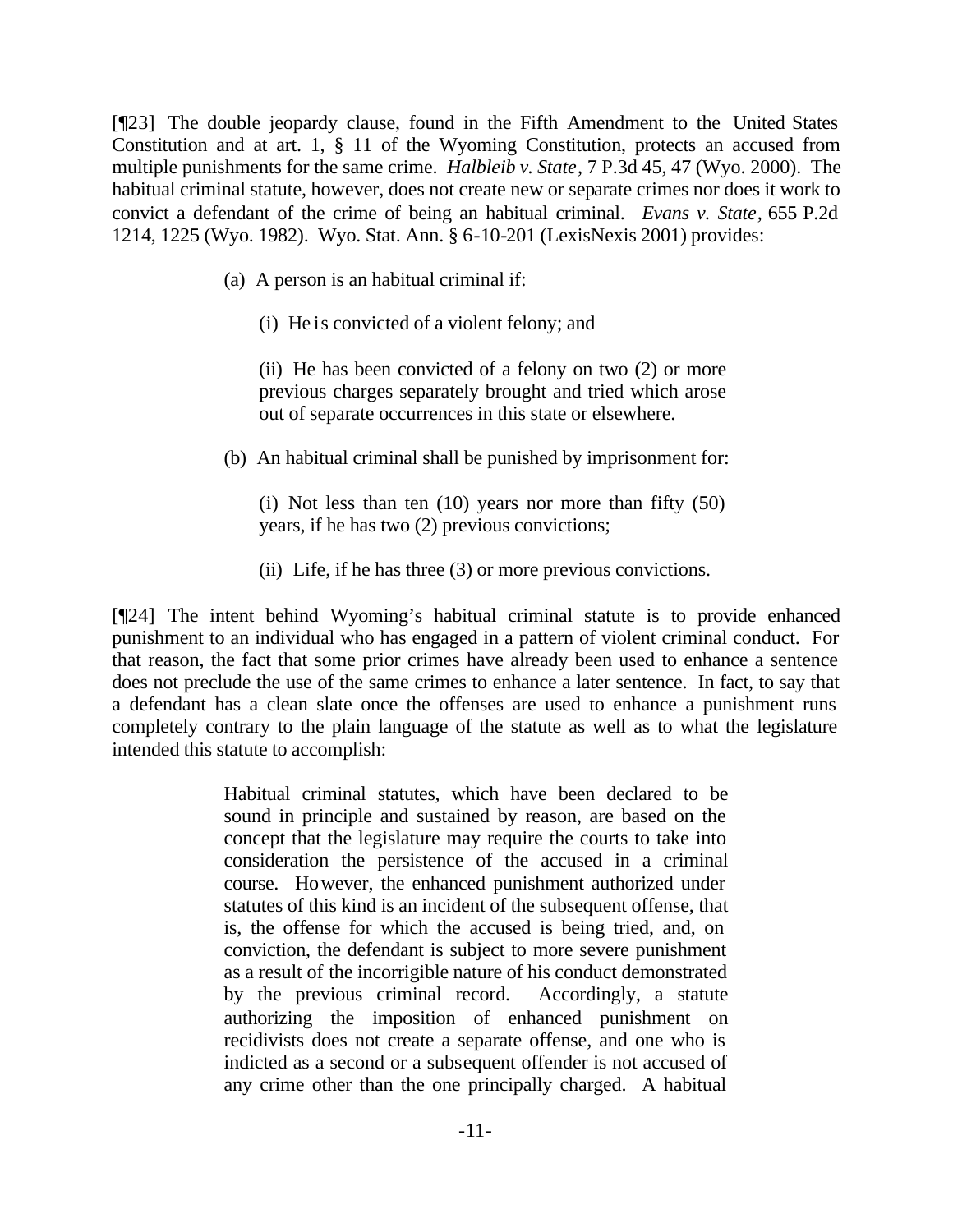[¶23] The double jeopardy clause, found in the Fifth Amendment to the United States Constitution and at art. 1, § 11 of the Wyoming Constitution, protects an accused from multiple punishments for the same crime. *Halbleib v. State*, 7 P.3d 45, 47 (Wyo. 2000). The habitual criminal statute, however, does not create new or separate crimes nor does it work to convict a defendant of the crime of being an habitual criminal. *Evans v. State*, 655 P.2d 1214, 1225 (Wyo. 1982). Wyo. Stat. Ann. § 6-10-201 (LexisNexis 2001) provides:

> (a) A person is an habitual criminal if:
>
> (i) He is convicted of a violent felony; and
>
> (ii) He has been convicted of a felony on two (2) or more previous charges separately brought and tried which arose out of separate occurrences in this state or elsewhere.
>
> (b) An habitual criminal shall be punished by imprisonment for:
>
> (i) Not less than ten (10) years nor more than fifty (50) years, if he has two (2) previous convictions;
>
> (ii) Life, if he has three (3) or more previous convictions.

[¶24] The intent behind Wyoming's habitual criminal statute is to provide enhanced punishment to an individual who has engaged in a pattern of violent criminal conduct. For that reason, the fact that some prior crimes have already been used to enhance a sentence does not preclude the use of the same crimes to enhance a later sentence. In fact, to say that a defendant has a clean slate once the offenses are used to enhance a punishment runs completely contrary to the plain language of the statute as well as to what the legislature intended this statute to accomplish:

> Habitual criminal statutes, which have been declared to be sound in principle and sustained by reason, are based on the concept that the legislature may require the courts to take into consideration the persistence of the accused in a criminal course. However, the enhanced punishment authorized under statutes of this kind is an incident of the subsequent offense, that is, the offense for which the accused is being tried, and, on conviction, the defendant is subject to more severe punishment as a result of the incorrigible nature of his conduct demonstrated by the previous criminal record. Accordingly, a statute authorizing the imposition of enhanced punishment on recidivists does not create a separate offense, and one who is indicted as a second or a subsequent offender is not accused of any crime other than the one principally charged. A habitual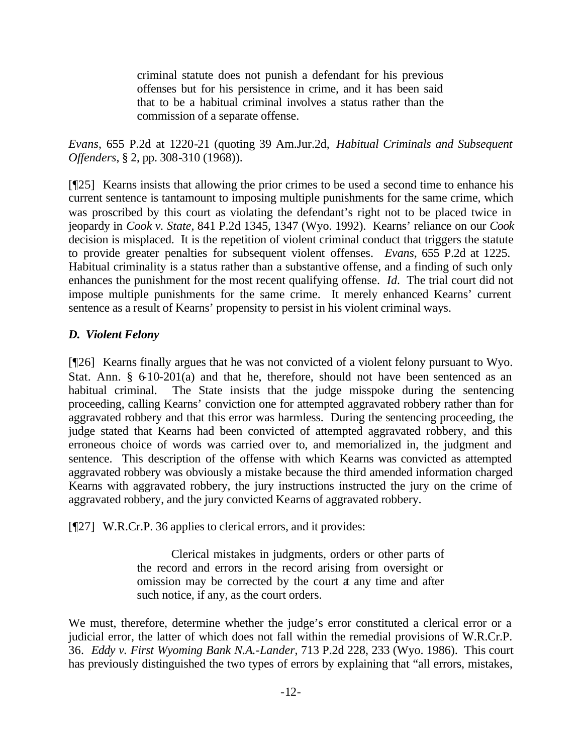> criminal statute does not punish a defendant for his previous offenses but for his persistence in crime, and it has been said that to be a habitual criminal involves a status rather than the commission of a separate offense.

*Evans*, 655 P.2d at 1220-21 (quoting 39 Am.Jur.2d, *Habitual Criminals and Subsequent Offenders*, § 2, pp. 308-310 (1968)).

[¶25] Kearns insists that allowing the prior crimes to be used a second time to enhance his current sentence is tantamount to imposing multiple punishments for the same crime, which was proscribed by this court as violating the defendant's right not to be placed twice in jeopardy in *Cook v. State*, 841 P.2d 1345, 1347 (Wyo. 1992). Kearns' reliance on our *Cook* decision is misplaced. It is the repetition of violent criminal conduct that triggers the statute to provide greater penalties for subsequent violent offenses. *Evans*, 655 P.2d at 1225. Habitual criminality is a status rather than a substantive offense, and a finding of such only enhances the punishment for the most recent qualifying offense. *Id*. The trial court did not impose multiple punishments for the same crime. It merely enhanced Kearns' current sentence as a result of Kearns' propensity to persist in his violent criminal ways.

### *D. Violent Felony*

[¶26] Kearns finally argues that he was not convicted of a violent felony pursuant to Wyo. Stat. Ann. § 6-10-201(a) and that he, therefore, should not have been sentenced as an habitual criminal. The State insists that the judge misspoke during the sentencing proceeding, calling Kearns' conviction one for attempted aggravated robbery rather than for aggravated robbery and that this error was harmless. During the sentencing proceeding, the judge stated that Kearns had been convicted of attempted aggravated robbery, and this erroneous choice of words was carried over to, and memorialized in, the judgment and sentence. This description of the offense with which Kearns was convicted as attempted aggravated robbery was obviously a mistake because the third amended information charged Kearns with aggravated robbery, the jury instructions instructed the jury on the crime of aggravated robbery, and the jury convicted Kearns of aggravated robbery.

[¶27] W.R.Cr.P. 36 applies to clerical errors, and it provides:

> Clerical mistakes in judgments, orders or other parts of the record and errors in the record arising from oversight or omission may be corrected by the court at any time and after such notice, if any, as the court orders.

We must, therefore, determine whether the judge's error constituted a clerical error or a judicial error, the latter of which does not fall within the remedial provisions of W.R.Cr.P. 36. *Eddy v. First Wyoming Bank N.A.-Lander*, 713 P.2d 228, 233 (Wyo. 1986). This court has previously distinguished the two types of errors by explaining that "all errors, mistakes,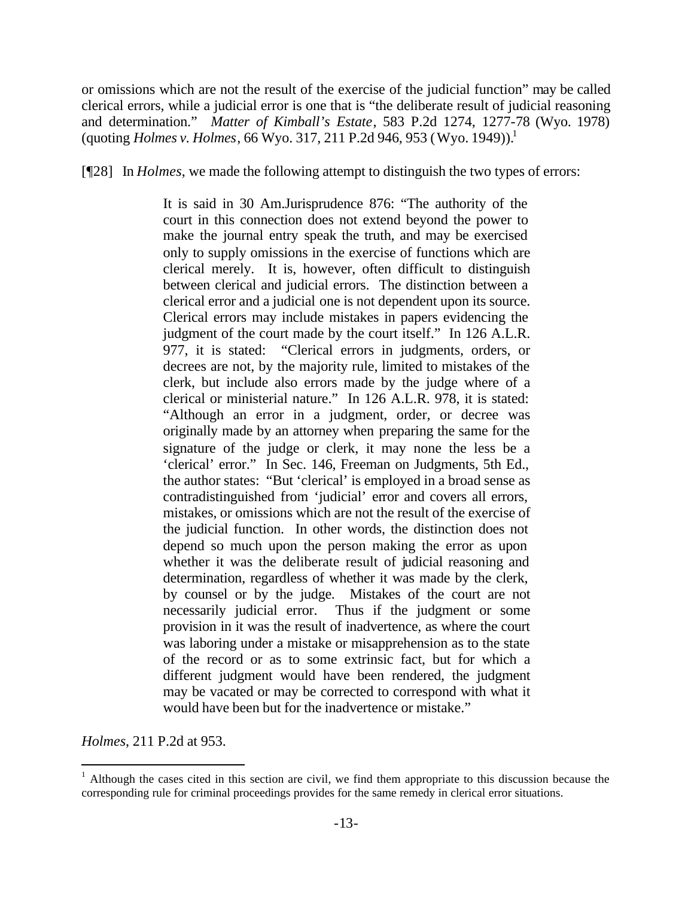or omissions which are not the result of the exercise of the judicial function" may be called clerical errors, while a judicial error is one that is "the deliberate result of judicial reasoning and determination." *Matter of Kimball's Estate*, 583 P.2d 1274, 1277-78 (Wyo. 1978) (quoting *Holmes v. Holmes*, 66 Wyo. 317, 211 P.2d 946, 953 (Wyo. 1949)).[1]

[¶28] In *Holmes*, we made the following attempt to distinguish the two types of errors:

> It is said in 30 Am.Jurisprudence 876: "The authority of the court in this connection does not extend beyond the power to make the journal entry speak the truth, and may be exercised only to supply omissions in the exercise of functions which are clerical merely. It is, however, often difficult to distinguish between clerical and judicial errors. The distinction between a clerical error and a judicial one is not dependent upon its source. Clerical errors may include mistakes in papers evidencing the judgment of the court made by the court itself." In 126 A.L.R. 977, it is stated: "Clerical errors in judgments, orders, or decrees are not, by the majority rule, limited to mistakes of the clerk, but include also errors made by the judge where of a clerical or ministerial nature." In 126 A.L.R. 978, it is stated: "Although an error in a judgment, order, or decree was originally made by an attorney when preparing the same for the signature of the judge or clerk, it may none the less be a 'clerical' error." In Sec. 146, Freeman on Judgments, 5th Ed., the author states: "But 'clerical' is employed in a broad sense as contradistinguished from 'judicial' error and covers all errors, mistakes, or omissions which are not the result of the exercise of the judicial function. In other words, the distinction does not depend so much upon the person making the error as upon whether it was the deliberate result of judicial reasoning and determination, regardless of whether it was made by the clerk, by counsel or by the judge. Mistakes of the court are not necessarily judicial error. Thus if the judgment or some provision in it was the result of inadvertence, as where the court was laboring under a mistake or misapprehension as to the state of the record or as to some extrinsic fact, but for which a different judgment would have been rendered, the judgment may be vacated or may be corrected to correspond with what it would have been but for the inadvertence or mistake."

*Holmes*, 211 P.2d at 953.

---

[1] Although the cases cited in this section are civil, we find them appropriate to this discussion because the corresponding rule for criminal proceedings provides for the same remedy in clerical error situations.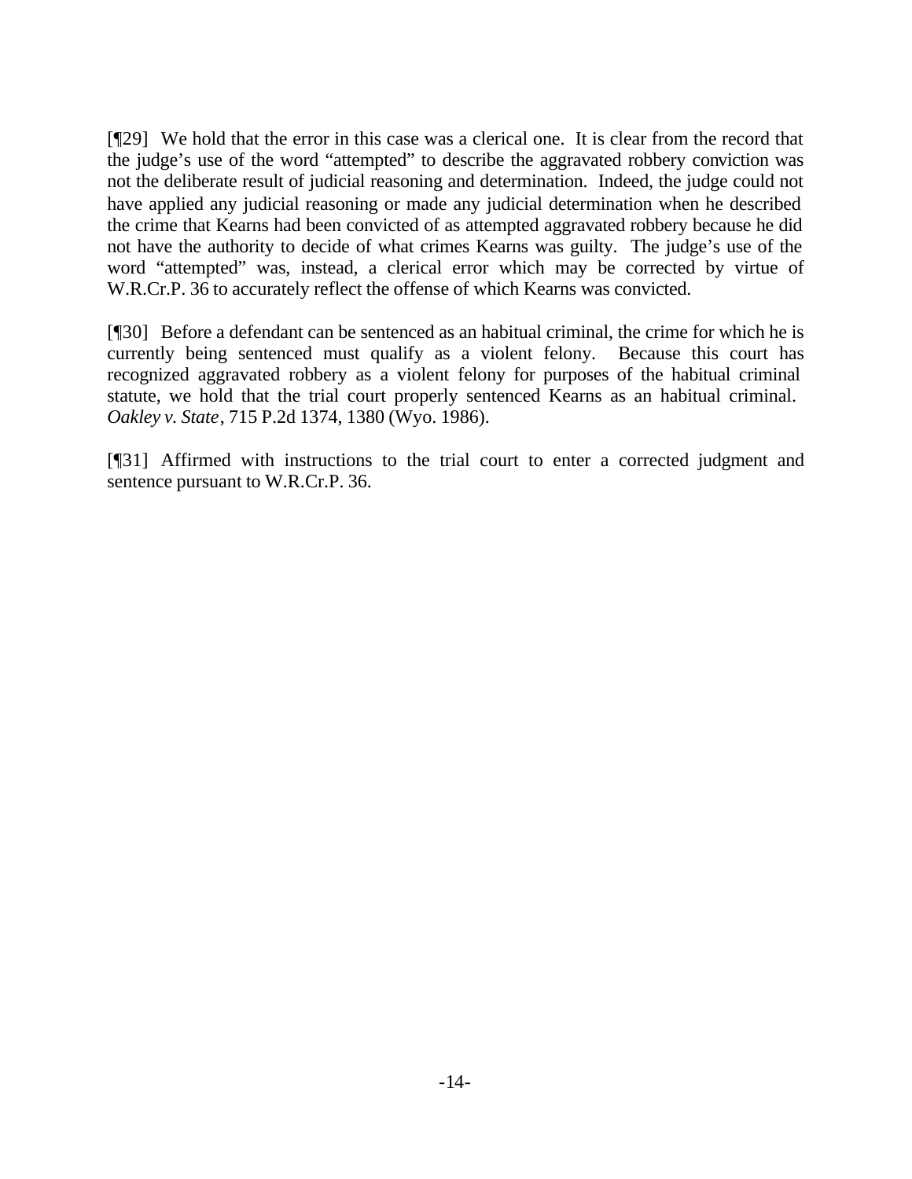[¶29] We hold that the error in this case was a clerical one. It is clear from the record that the judge's use of the word "attempted" to describe the aggravated robbery conviction was not the deliberate result of judicial reasoning and determination. Indeed, the judge could not have applied any judicial reasoning or made any judicial determination when he described the crime that Kearns had been convicted of as attempted aggravated robbery because he did not have the authority to decide of what crimes Kearns was guilty. The judge's use of the word "attempted" was, instead, a clerical error which may be corrected by virtue of W.R.Cr.P. 36 to accurately reflect the offense of which Kearns was convicted.

[¶30] Before a defendant can be sentenced as an habitual criminal, the crime for which he is currently being sentenced must qualify as a violent felony. Because this court has recognized aggravated robbery as a violent felony for purposes of the habitual criminal statute, we hold that the trial court properly sentenced Kearns as an habitual criminal. *Oakley v. State*, 715 P.2d 1374, 1380 (Wyo. 1986).

[¶31] Affirmed with instructions to the trial court to enter a corrected judgment and sentence pursuant to W.R.Cr.P. 36.